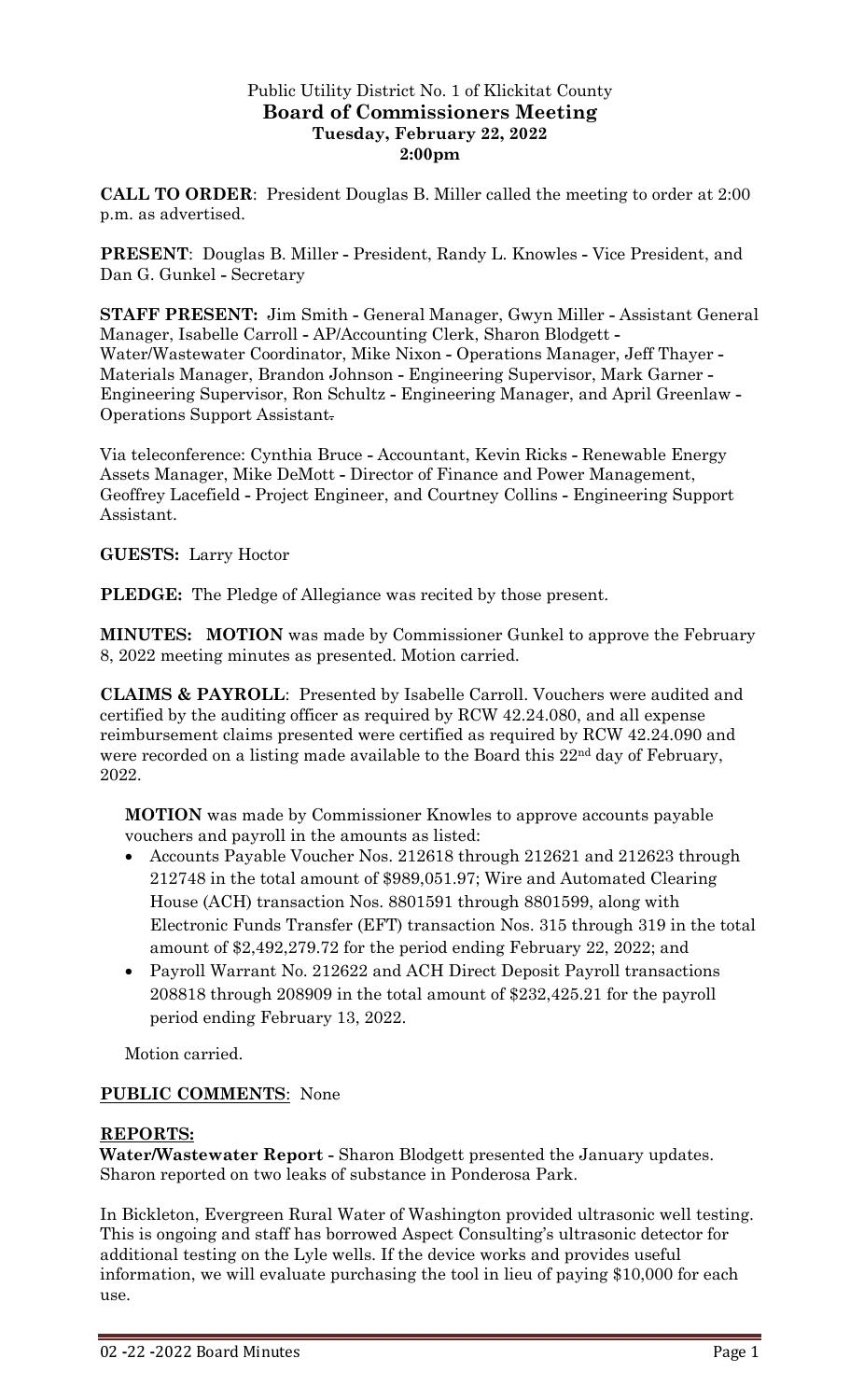Public Utility District No. 1 of Klickitat County

**Board of Commissioners Meeting**
**Tuesday, February 22, 2022**
**2:00pm**

**CALL TO ORDER**: President Douglas B. Miller called the meeting to order at 2:00 p.m. as advertised.

**PRESENT**: Douglas B. Miller - President, Randy L. Knowles - Vice President, and Dan G. Gunkel - Secretary

**STAFF PRESENT:** Jim Smith - General Manager, Gwyn Miller - Assistant General Manager, Isabelle Carroll - AP/Accounting Clerk, Sharon Blodgett - Water/Wastewater Coordinator, Mike Nixon - Operations Manager, Jeff Thayer - Materials Manager, Brandon Johnson - Engineering Supervisor, Mark Garner - Engineering Supervisor, Ron Schultz - Engineering Manager, and April Greenlaw - Operations Support Assistant.

Via teleconference: Cynthia Bruce - Accountant, Kevin Ricks - Renewable Energy Assets Manager, Mike DeMott - Director of Finance and Power Management, Geoffrey Lacefield - Project Engineer, and Courtney Collins - Engineering Support Assistant.

**GUESTS:** Larry Hoctor

**PLEDGE:** The Pledge of Allegiance was recited by those present.

**MINUTES: MOTION** was made by Commissioner Gunkel to approve the February 8, 2022 meeting minutes as presented. Motion carried.

**CLAIMS & PAYROLL**: Presented by Isabelle Carroll. Vouchers were audited and certified by the auditing officer as required by RCW 42.24.080, and all expense reimbursement claims presented were certified as required by RCW 42.24.090 and were recorded on a listing made available to the Board this 22nd day of February, 2022.

**MOTION** was made by Commissioner Knowles to approve accounts payable vouchers and payroll in the amounts as listed:

- Accounts Payable Voucher Nos. 212618 through 212621 and 212623 through 212748 in the total amount of $989,051.97; Wire and Automated Clearing House (ACH) transaction Nos. 8801591 through 8801599, along with Electronic Funds Transfer (EFT) transaction Nos. 315 through 319 in the total amount of $2,492,279.72 for the period ending February 22, 2022; and
- Payroll Warrant No. 212622 and ACH Direct Deposit Payroll transactions 208818 through 208909 in the total amount of $232,425.21 for the payroll period ending February 13, 2022.

Motion carried.

**PUBLIC COMMENTS**: None

**REPORTS:**

**Water/Wastewater Report -** Sharon Blodgett presented the January updates. Sharon reported on two leaks of substance in Ponderosa Park.

In Bickleton, Evergreen Rural Water of Washington provided ultrasonic well testing. This is ongoing and staff has borrowed Aspect Consulting's ultrasonic detector for additional testing on the Lyle wells. If the device works and provides useful information, we will evaluate purchasing the tool in lieu of paying $10,000 for each use.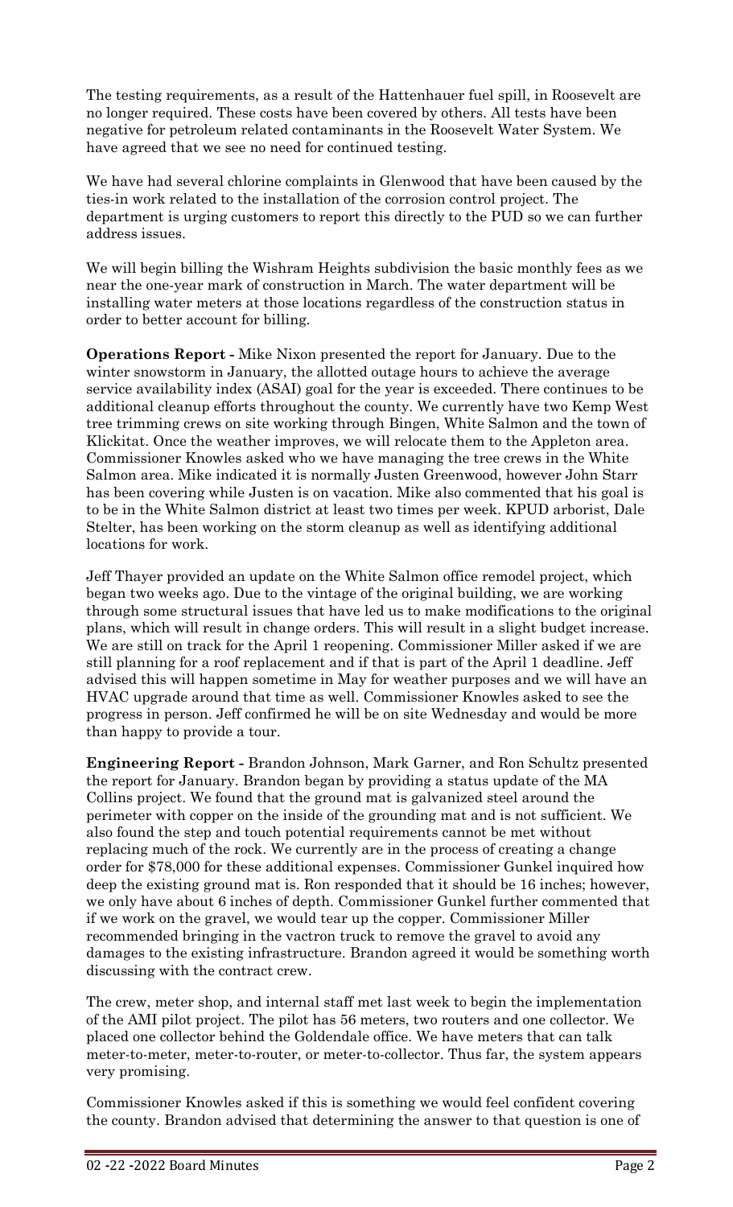The testing requirements, as a result of the Hattenhauer fuel spill, in Roosevelt are no longer required. These costs have been covered by others. All tests have been negative for petroleum related contaminants in the Roosevelt Water System. We have agreed that we see no need for continued testing.

We have had several chlorine complaints in Glenwood that have been caused by the ties-in work related to the installation of the corrosion control project. The department is urging customers to report this directly to the PUD so we can further address issues.

We will begin billing the Wishram Heights subdivision the basic monthly fees as we near the one-year mark of construction in March. The water department will be installing water meters at those locations regardless of the construction status in order to better account for billing.

**Operations Report -** Mike Nixon presented the report for January. Due to the winter snowstorm in January, the allotted outage hours to achieve the average service availability index (ASAI) goal for the year is exceeded. There continues to be additional cleanup efforts throughout the county. We currently have two Kemp West tree trimming crews on site working through Bingen, White Salmon and the town of Klickitat. Once the weather improves, we will relocate them to the Appleton area. Commissioner Knowles asked who we have managing the tree crews in the White Salmon area. Mike indicated it is normally Justen Greenwood, however John Starr has been covering while Justen is on vacation. Mike also commented that his goal is to be in the White Salmon district at least two times per week. KPUD arborist, Dale Stelter, has been working on the storm cleanup as well as identifying additional locations for work.

Jeff Thayer provided an update on the White Salmon office remodel project, which began two weeks ago. Due to the vintage of the original building, we are working through some structural issues that have led us to make modifications to the original plans, which will result in change orders. This will result in a slight budget increase. We are still on track for the April 1 reopening. Commissioner Miller asked if we are still planning for a roof replacement and if that is part of the April 1 deadline. Jeff advised this will happen sometime in May for weather purposes and we will have an HVAC upgrade around that time as well. Commissioner Knowles asked to see the progress in person. Jeff confirmed he will be on site Wednesday and would be more than happy to provide a tour.

**Engineering Report -** Brandon Johnson, Mark Garner, and Ron Schultz presented the report for January. Brandon began by providing a status update of the MA Collins project. We found that the ground mat is galvanized steel around the perimeter with copper on the inside of the grounding mat and is not sufficient. We also found the step and touch potential requirements cannot be met without replacing much of the rock. We currently are in the process of creating a change order for $78,000 for these additional expenses. Commissioner Gunkel inquired how deep the existing ground mat is. Ron responded that it should be 16 inches; however, we only have about 6 inches of depth. Commissioner Gunkel further commented that if we work on the gravel, we would tear up the copper. Commissioner Miller recommended bringing in the vactron truck to remove the gravel to avoid any damages to the existing infrastructure. Brandon agreed it would be something worth discussing with the contract crew.

The crew, meter shop, and internal staff met last week to begin the implementation of the AMI pilot project. The pilot has 56 meters, two routers and one collector. We placed one collector behind the Goldendale office. We have meters that can talk meter-to-meter, meter-to-router, or meter-to-collector. Thus far, the system appears very promising.

Commissioner Knowles asked if this is something we would feel confident covering the county. Brandon advised that determining the answer to that question is one of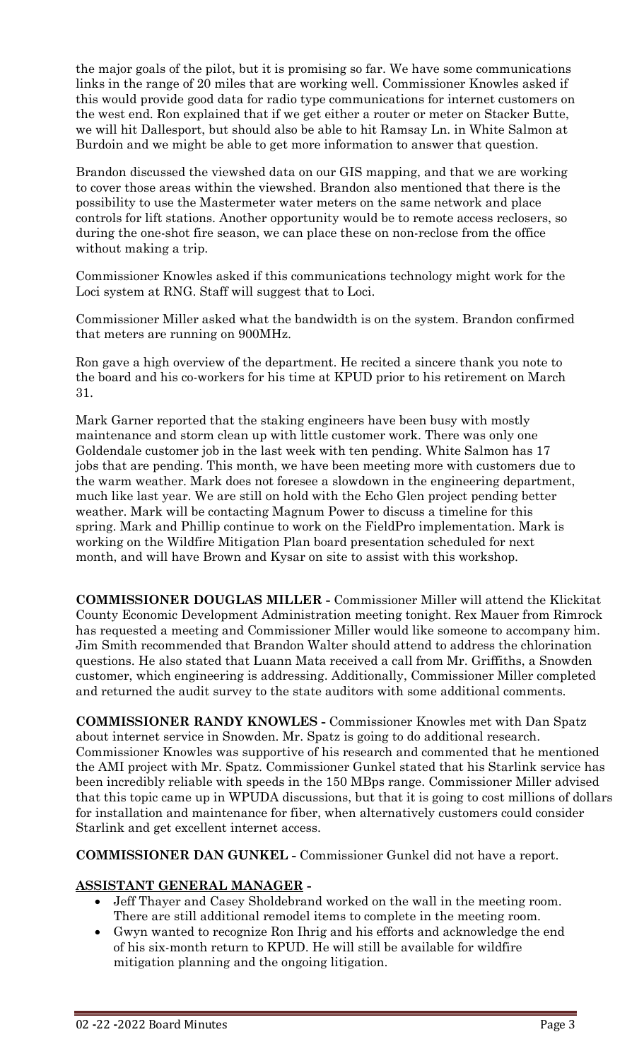the major goals of the pilot, but it is promising so far. We have some communications links in the range of 20 miles that are working well. Commissioner Knowles asked if this would provide good data for radio type communications for internet customers on the west end. Ron explained that if we get either a router or meter on Stacker Butte, we will hit Dallesport, but should also be able to hit Ramsay Ln. in White Salmon at Burdoin and we might be able to get more information to answer that question.

Brandon discussed the viewshed data on our GIS mapping, and that we are working to cover those areas within the viewshed. Brandon also mentioned that there is the possibility to use the Mastermeter water meters on the same network and place controls for lift stations. Another opportunity would be to remote access reclosers, so during the one-shot fire season, we can place these on non-reclose from the office without making a trip.

Commissioner Knowles asked if this communications technology might work for the Loci system at RNG. Staff will suggest that to Loci.

Commissioner Miller asked what the bandwidth is on the system. Brandon confirmed that meters are running on 900MHz.

Ron gave a high overview of the department. He recited a sincere thank you note to the board and his co-workers for his time at KPUD prior to his retirement on March 31.

Mark Garner reported that the staking engineers have been busy with mostly maintenance and storm clean up with little customer work. There was only one Goldendale customer job in the last week with ten pending. White Salmon has 17 jobs that are pending. This month, we have been meeting more with customers due to the warm weather. Mark does not foresee a slowdown in the engineering department, much like last year. We are still on hold with the Echo Glen project pending better weather. Mark will be contacting Magnum Power to discuss a timeline for this spring. Mark and Phillip continue to work on the FieldPro implementation. Mark is working on the Wildfire Mitigation Plan board presentation scheduled for next month, and will have Brown and Kysar on site to assist with this workshop.

**COMMISSIONER DOUGLAS MILLER -** Commissioner Miller will attend the Klickitat County Economic Development Administration meeting tonight. Rex Mauer from Rimrock has requested a meeting and Commissioner Miller would like someone to accompany him. Jim Smith recommended that Brandon Walter should attend to address the chlorination questions. He also stated that Luann Mata received a call from Mr. Griffiths, a Snowden customer, which engineering is addressing. Additionally, Commissioner Miller completed and returned the audit survey to the state auditors with some additional comments.

**COMMISSIONER RANDY KNOWLES -** Commissioner Knowles met with Dan Spatz about internet service in Snowden. Mr. Spatz is going to do additional research. Commissioner Knowles was supportive of his research and commented that he mentioned the AMI project with Mr. Spatz. Commissioner Gunkel stated that his Starlink service has been incredibly reliable with speeds in the 150 MBps range. Commissioner Miller advised that this topic came up in WPUDA discussions, but that it is going to cost millions of dollars for installation and maintenance for fiber, when alternatively customers could consider Starlink and get excellent internet access.

**COMMISSIONER DAN GUNKEL -** Commissioner Gunkel did not have a report.

**ASSISTANT GENERAL MANAGER -**

- Jeff Thayer and Casey Sholdebrand worked on the wall in the meeting room. There are still additional remodel items to complete in the meeting room.
- Gwyn wanted to recognize Ron Ihrig and his efforts and acknowledge the end of his six-month return to KPUD. He will still be available for wildfire mitigation planning and the ongoing litigation.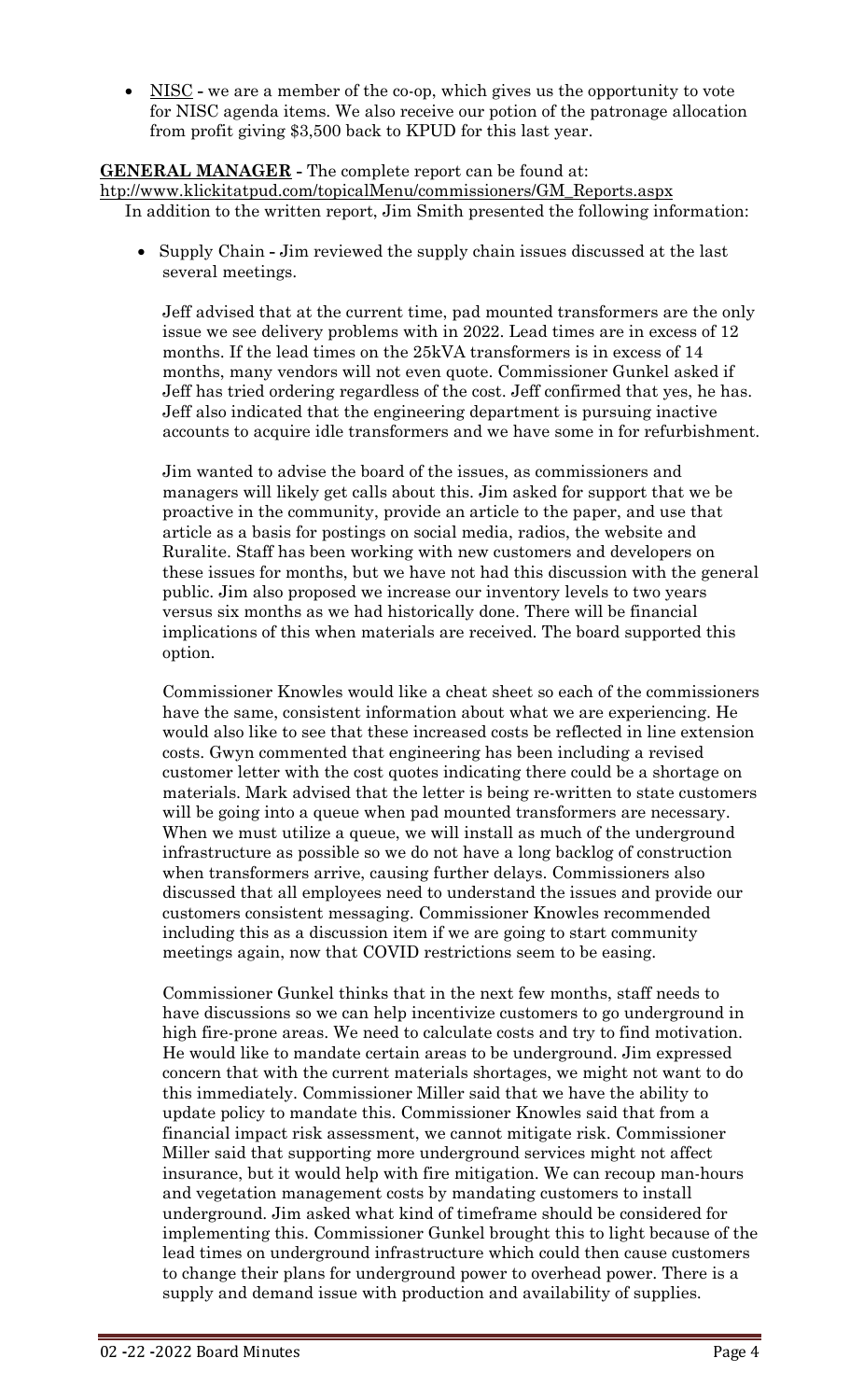- NISC - we are a member of the co-op, which gives us the opportunity to vote for NISC agenda items. We also receive our potion of the patronage allocation from profit giving $3,500 back to KPUD for this last year.

**GENERAL MANAGER** - The complete report can be found at: http://www.klickitatpud.com/topicalMenu/commissioners/GM_Reports.aspx

In addition to the written report, Jim Smith presented the following information:

- Supply Chain - Jim reviewed the supply chain issues discussed at the last several meetings.

  Jeff advised that at the current time, pad mounted transformers are the only issue we see delivery problems with in 2022. Lead times are in excess of 12 months. If the lead times on the 25kVA transformers is in excess of 14 months, many vendors will not even quote. Commissioner Gunkel asked if Jeff has tried ordering regardless of the cost. Jeff confirmed that yes, he has. Jeff also indicated that the engineering department is pursuing inactive accounts to acquire idle transformers and we have some in for refurbishment.

  Jim wanted to advise the board of the issues, as commissioners and managers will likely get calls about this. Jim asked for support that we be proactive in the community, provide an article to the paper, and use that article as a basis for postings on social media, radios, the website and Ruralite. Staff has been working with new customers and developers on these issues for months, but we have not had this discussion with the general public. Jim also proposed we increase our inventory levels to two years versus six months as we had historically done. There will be financial implications of this when materials are received. The board supported this option.

  Commissioner Knowles would like a cheat sheet so each of the commissioners have the same, consistent information about what we are experiencing. He would also like to see that these increased costs be reflected in line extension costs. Gwyn commented that engineering has been including a revised customer letter with the cost quotes indicating there could be a shortage on materials. Mark advised that the letter is being re-written to state customers will be going into a queue when pad mounted transformers are necessary. When we must utilize a queue, we will install as much of the underground infrastructure as possible so we do not have a long backlog of construction when transformers arrive, causing further delays. Commissioners also discussed that all employees need to understand the issues and provide our customers consistent messaging. Commissioner Knowles recommended including this as a discussion item if we are going to start community meetings again, now that COVID restrictions seem to be easing.

  Commissioner Gunkel thinks that in the next few months, staff needs to have discussions so we can help incentivize customers to go underground in high fire-prone areas. We need to calculate costs and try to find motivation. He would like to mandate certain areas to be underground. Jim expressed concern that with the current materials shortages, we might not want to do this immediately. Commissioner Miller said that we have the ability to update policy to mandate this. Commissioner Knowles said that from a financial impact risk assessment, we cannot mitigate risk. Commissioner Miller said that supporting more underground services might not affect insurance, but it would help with fire mitigation. We can recoup man-hours and vegetation management costs by mandating customers to install underground. Jim asked what kind of timeframe should be considered for implementing this. Commissioner Gunkel brought this to light because of the lead times on underground infrastructure which could then cause customers to change their plans for underground power to overhead power. There is a supply and demand issue with production and availability of supplies.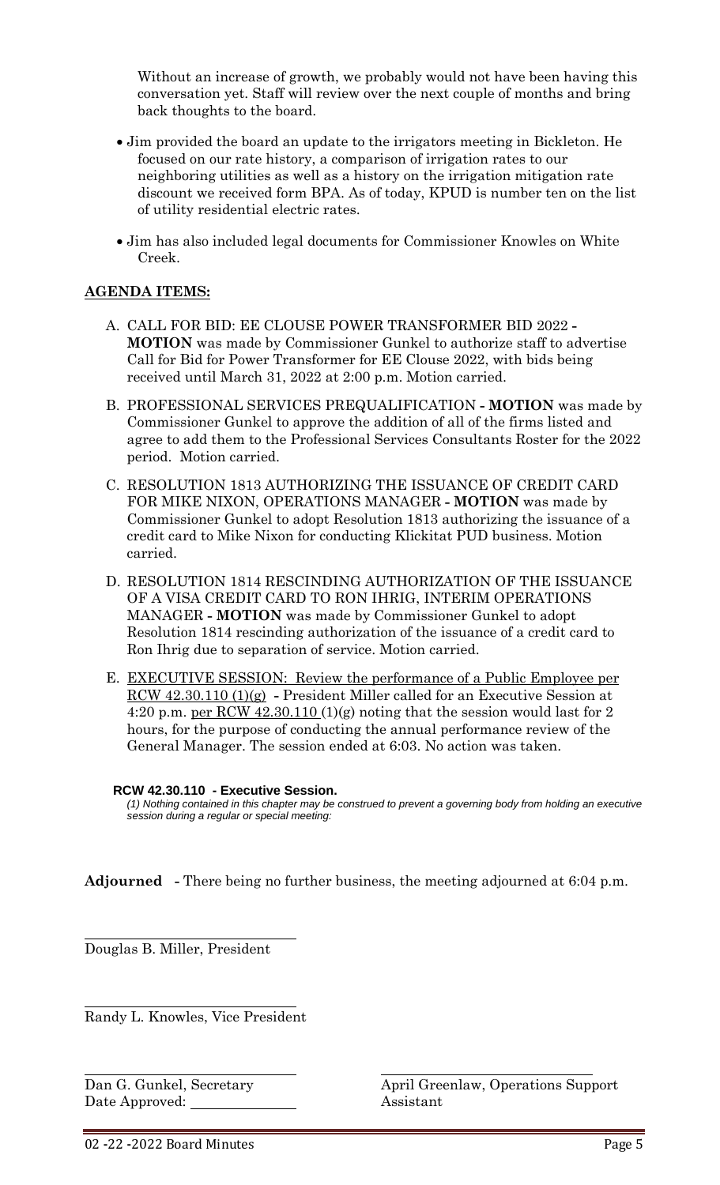Without an increase of growth, we probably would not have been having this conversation yet. Staff will review over the next couple of months and bring back thoughts to the board.

- Jim provided the board an update to the irrigators meeting in Bickleton. He focused on our rate history, a comparison of irrigation rates to our neighboring utilities as well as a history on the irrigation mitigation rate discount we received form BPA. As of today, KPUD is number ten on the list of utility residential electric rates.

- Jim has also included legal documents for Commissioner Knowles on White Creek.

## AGENDA ITEMS:

A. CALL FOR BID: EE CLOUSE POWER TRANSFORMER BID 2022 **- MOTION** was made by Commissioner Gunkel to authorize staff to advertise Call for Bid for Power Transformer for EE Clouse 2022, with bids being received until March 31, 2022 at 2:00 p.m. Motion carried.

B. PROFESSIONAL SERVICES PREQUALIFICATION **- MOTION** was made by Commissioner Gunkel to approve the addition of all of the firms listed and agree to add them to the Professional Services Consultants Roster for the 2022 period. Motion carried.

C. RESOLUTION 1813 AUTHORIZING THE ISSUANCE OF CREDIT CARD FOR MIKE NIXON, OPERATIONS MANAGER **- MOTION** was made by Commissioner Gunkel to adopt Resolution 1813 authorizing the issuance of a credit card to Mike Nixon for conducting Klickitat PUD business. Motion carried.

D. RESOLUTION 1814 RESCINDING AUTHORIZATION OF THE ISSUANCE OF A VISA CREDIT CARD TO RON IHRIG, INTERIM OPERATIONS MANAGER **- MOTION** was made by Commissioner Gunkel to adopt Resolution 1814 rescinding authorization of the issuance of a credit card to Ron Ihrig due to separation of service. Motion carried.

E. EXECUTIVE SESSION: Review the performance of a Public Employee per RCW 42.30.110 (1)(g) **-** President Miller called for an Executive Session at 4:20 p.m. per RCW 42.30.110 (1)(g) noting that the session would last for 2 hours, for the purpose of conducting the annual performance review of the General Manager. The session ended at 6:03. No action was taken.

**RCW 42.30.110 - Executive Session.**

*(1) Nothing contained in this chapter may be construed to prevent a governing body from holding an executive session during a regular or special meeting:*

**Adjourned -** There being no further business, the meeting adjourned at 6:04 p.m.

Douglas B. Miller, President

Randy L. Knowles, Vice President

Dan G. Gunkel, Secretary

Date Approved: ______________

April Greenlaw, Operations Support Assistant